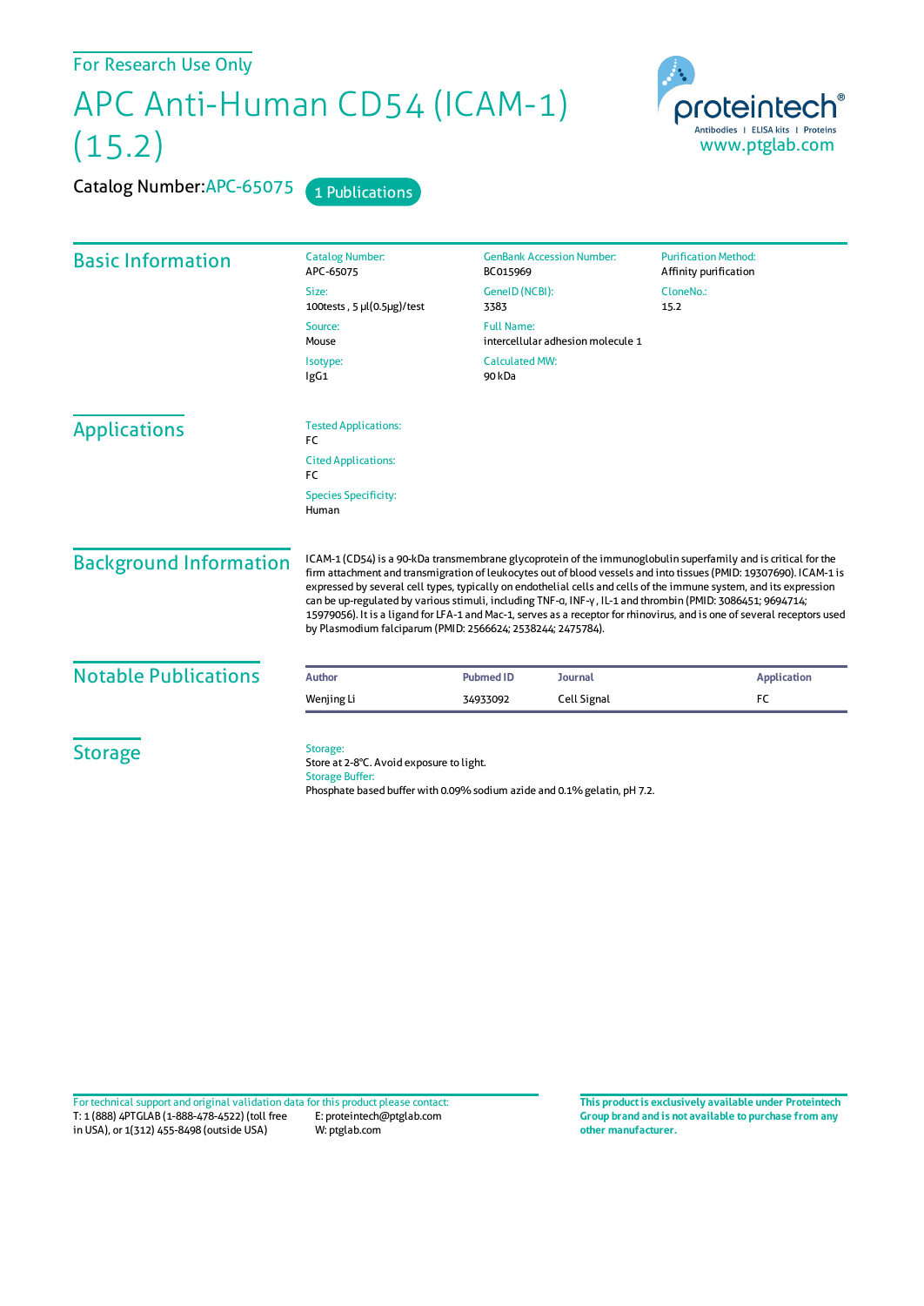For Research Use Only

# APC Anti-Human CD54 (ICAM-1) (15.2)

**Catalog Number:** APC-65075    1 Publications

## Basic Information

| Catalog Number: | GenBank Accession Number: | Purification Method: |
| --- | --- | --- |
| APC-65075 | BC015969 | Affinity purification |
| Size: | GeneID (NCBI): | CloneNo.: |
| 100tests , 5 μl(0.5μg)/test | 3383 | 15.2 |
| Source: | Full Name: | |
| Mouse | intercellular adhesion molecule 1 | |
| Isotype: | Calculated MW: | |
| IgG1 | 90 kDa | |

## Applications

Tested Applications:
FC

Cited Applications:
FC

Species Specificity:
Human

## Background Information

ICAM-1 (CD54) is a 90-kDa transmembrane glycoprotein of the immunoglobulin superfamily and is critical for the firm attachment and transmigration of leukocytes out of blood vessels and into tissues (PMID: 19307690). ICAM-1 is expressed by several cell types, typically on endothelial cells and cells of the immune system, and its expression can be up-regulated by various stimuli, including TNF-α, INF-γ, IL-1 and thrombin (PMID: 3086451; 9694714; 15979056). It is a ligand for LFA-1 and Mac-1, serves as a receptor for rhinovirus, and is one of several receptors used by Plasmodium falciparum (PMID: 2566624; 2538244; 2475784).

## Notable Publications

| Author | Pubmed ID | Journal | Application |
| --- | --- | --- | --- |
| Wenjing Li | 34933092 | Cell Signal | FC |

## Storage

Storage:
Store at 2-8°C. Avoid exposure to light.

Storage Buffer:
Phosphate based buffer with 0.09% sodium azide and 0.1% gelatin, pH 7.2.

For technical support and original validation data for this product please contact:
T: 1 (888) 4PTGLAB (1-888-478-4522) (toll free in USA), or 1(312) 455-8498 (outside USA)
E: proteintech@ptglab.com
W: ptglab.com

**This product is exclusively available under Proteintech Group brand and is not available to purchase from any other manufacturer.**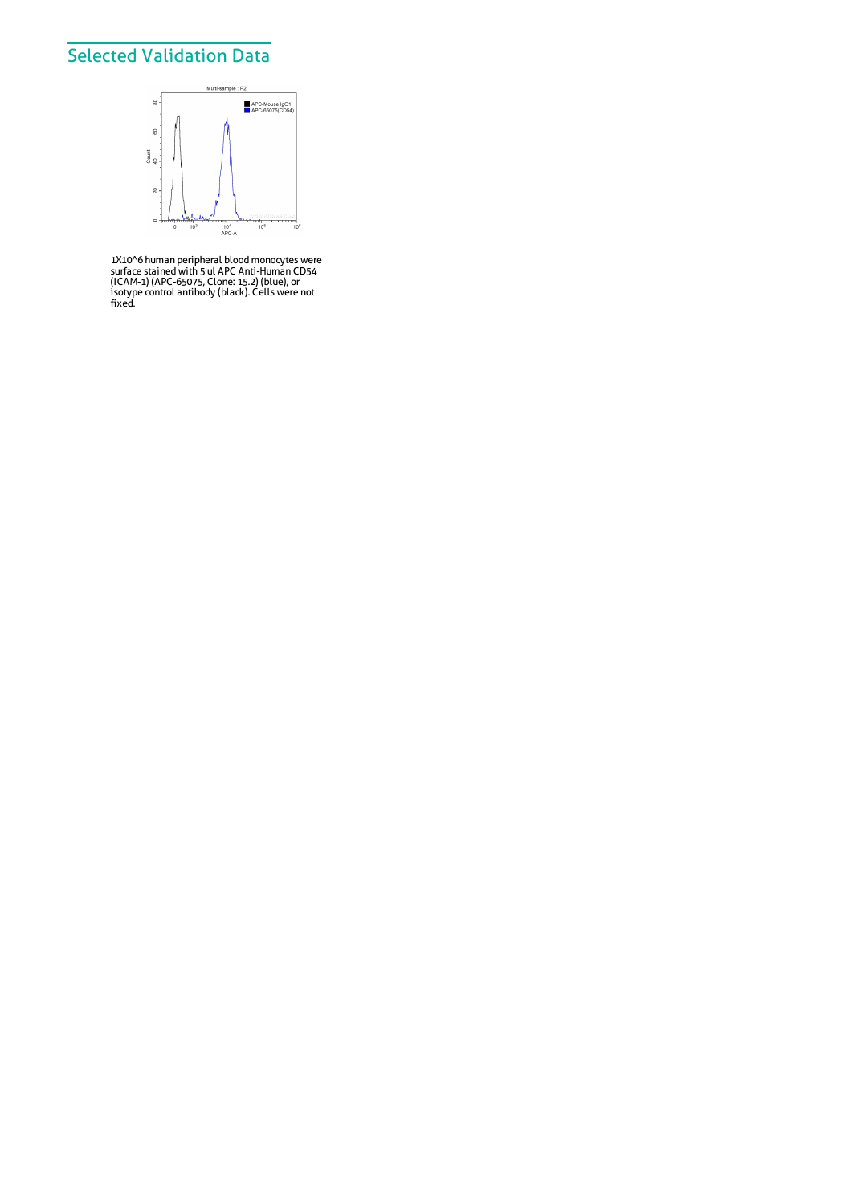# Selected Validation Data

Multi-sample : P2

APC-Mouse IgG1
APC-65075(CD54)

Count

0
20
40
60
80

0
$10^3$
$10^4$
$10^5$
$10^6$

APC-A

1X10^6 human peripheral blood monocytes were surface stained with 5 ul APC Anti-Human CD54 (ICAM-1) (APC-65075, Clone: 15.2) (blue), or isotype control antibody (black). Cells were not fixed.